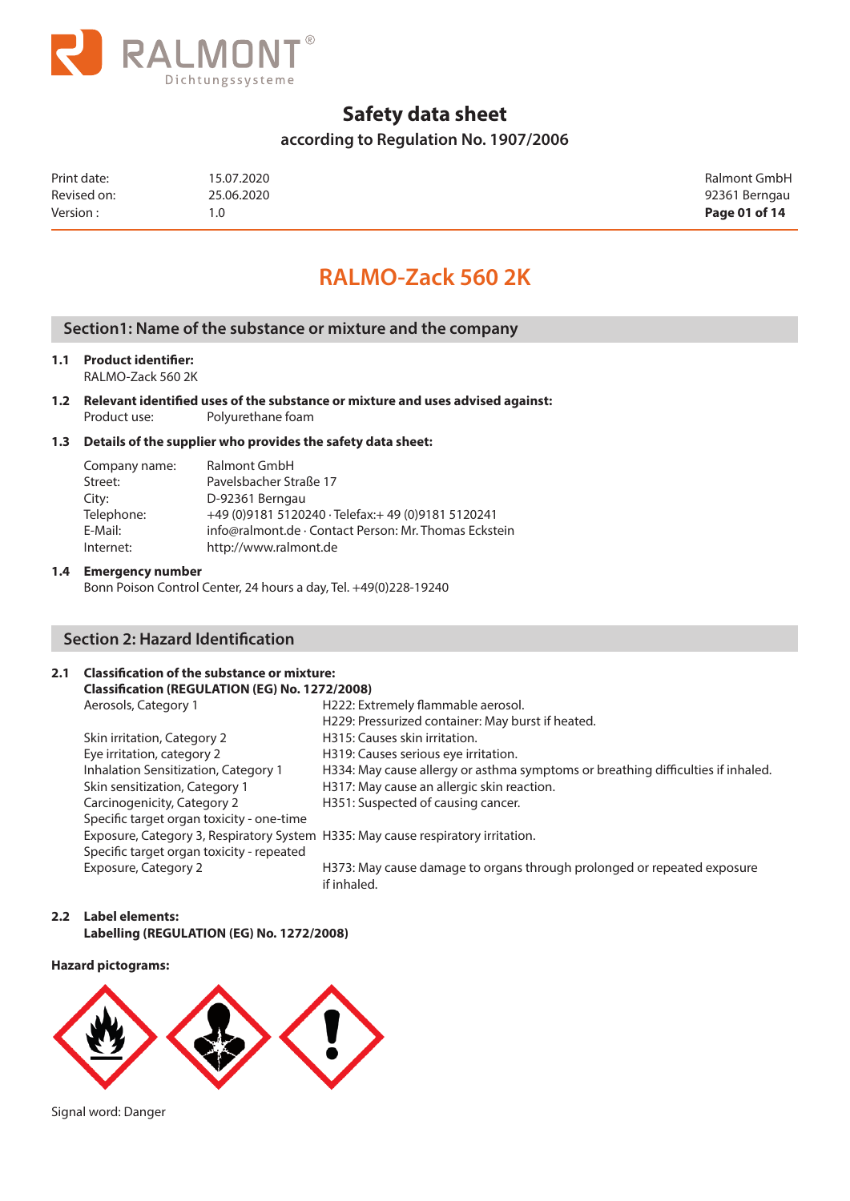RALMONT®
Dichtungssysteme

# Safety data sheet

**according to Regulation No. 1907/2006**

| | | |
|---|---|---|
| Print date: | 15.07.2020 | Ralmont GmbH |
| Revised on: | 25.06.2020 | 92361 Berngau |
| Version : | 1.0 | |

# RALMO-Zack 560 2K

## Section1: Name of the substance or mixture and the company

**1.1 Product identifier:**
RALMO-Zack 560 2K

**1.2 Relevant identified uses of the substance or mixture and uses advised against:**
Product use: Polyurethane foam

**1.3 Details of the supplier who provides the safety data sheet:**

| | |
|---|---|
| Company name: | Ralmont GmbH |
| Street: | Pavelsbacher Straße 17 |
| City: | D-92361 Berngau |
| Telephone: | +49 (0)9181 5120240 · Telefax:+ 49 (0)9181 5120241 |
| E-Mail: | info@ralmont.de · Contact Person: Mr. Thomas Eckstein |
| Internet: | http://www.ralmont.de |

**1.4 Emergency number**
Bonn Poison Control Center, 24 hours a day, Tel. +49(0)228-19240

## Section 2: Hazard Identification

**2.1 Classification of the substance or mixture:**
**Classification (REGULATION (EG) No. 1272/2008)**

| | |
|---|---|
| Aerosols, Category 1 | H222: Extremely flammable aerosol. |
| | H229: Pressurized container: May burst if heated. |
| Skin irritation, Category 2 | H315: Causes skin irritation. |
| Eye irritation, category 2 | H319: Causes serious eye irritation. |
| Inhalation Sensitization, Category 1 | H334: May cause allergy or asthma symptoms or breathing difficulties if inhaled. |
| Skin sensitization, Category 1 | H317: May cause an allergic skin reaction. |
| Carcinogenicity, Category 2 | H351: Suspected of causing cancer. |
| Specific target organ toxicity - one-time Exposure, Category 3, Respiratory System | H335: May cause respiratory irritation. |
| Specific target organ toxicity - repeated Exposure, Category 2 | H373: May cause damage to organs through prolonged or repeated exposure if inhaled. |

**2.2 Label elements:**
**Labelling (REGULATION (EG) No. 1272/2008)**

**Hazard pictograms:**

Signal word: Danger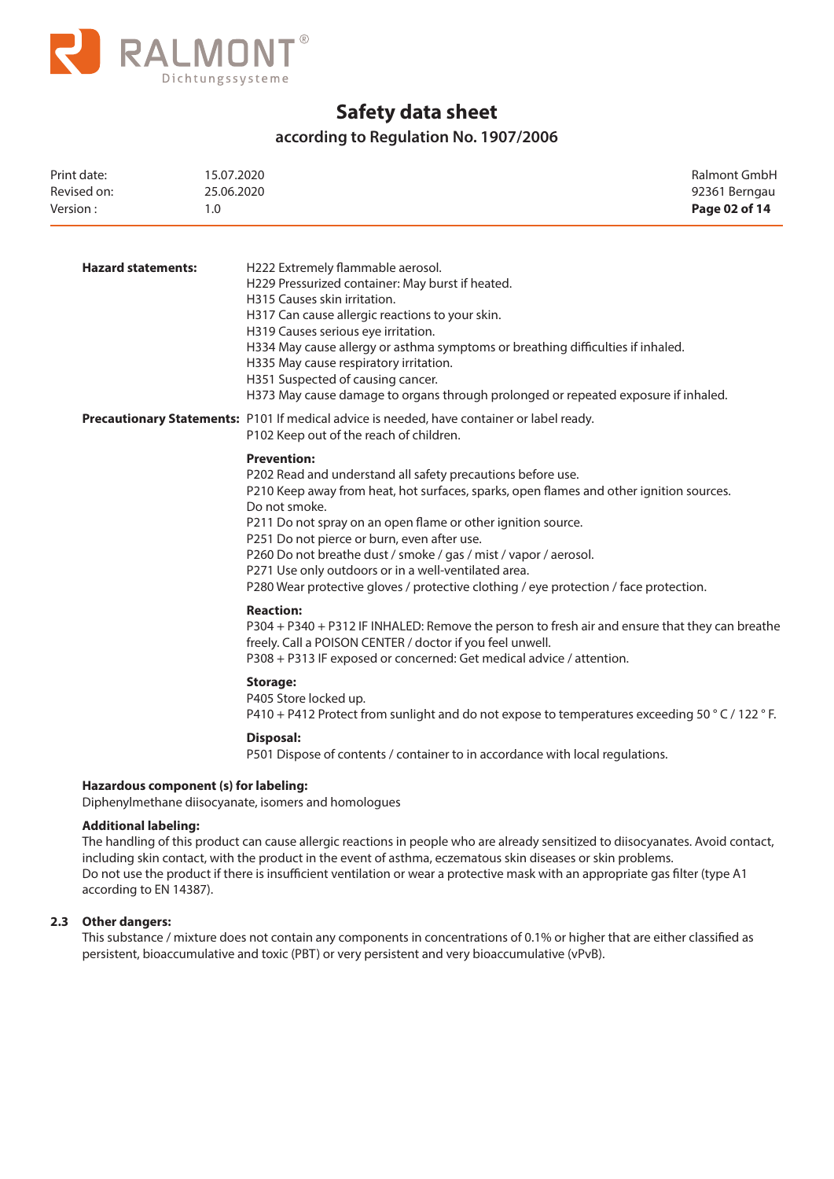**Hazard statements:**

H222 Extremely flammable aerosol.
H229 Pressurized container: May burst if heated.
H315 Causes skin irritation.
H317 Can cause allergic reactions to your skin.
H319 Causes serious eye irritation.
H334 May cause allergy or asthma symptoms or breathing difficulties if inhaled.
H335 May cause respiratory irritation.
H351 Suspected of causing cancer.
H373 May cause damage to organs through prolonged or repeated exposure if inhaled.

**Precautionary Statements:**

P101 If medical advice is needed, have container or label ready.
P102 Keep out of the reach of children.

**Prevention:**

P202 Read and understand all safety precautions before use.
P210 Keep away from heat, hot surfaces, sparks, open flames and other ignition sources. Do not smoke.
P211 Do not spray on an open flame or other ignition source.
P251 Do not pierce or burn, even after use.
P260 Do not breathe dust / smoke / gas / mist / vapor / aerosol.
P271 Use only outdoors or in a well-ventilated area.
P280 Wear protective gloves / protective clothing / eye protection / face protection.

**Reaction:**

P304 + P340 + P312 IF INHALED: Remove the person to fresh air and ensure that they can breathe freely. Call a POISON CENTER / doctor if you feel unwell.
P308 + P313 IF exposed or concerned: Get medical advice / attention.

**Storage:**

P405 Store locked up.
P410 + P412 Protect from sunlight and do not expose to temperatures exceeding 50 ° C / 122 ° F.

**Disposal:**

P501 Dispose of contents / container to in accordance with local regulations.

**Hazardous component (s) for labeling:**

Diphenylmethane diisocyanate, isomers and homologues

**Additional labeling:**

The handling of this product can cause allergic reactions in people who are already sensitized to diisocyanates. Avoid contact, including skin contact, with the product in the event of asthma, eczematous skin diseases or skin problems.
Do not use the product if there is insufficient ventilation or wear a protective mask with an appropriate gas filter (type A1 according to EN 14387).

## 2.3 Other dangers:

This substance / mixture does not contain any components in concentrations of 0.1% or higher that are either classified as persistent, bioaccumulative and toxic (PBT) or very persistent and very bioaccumulative (vPvB).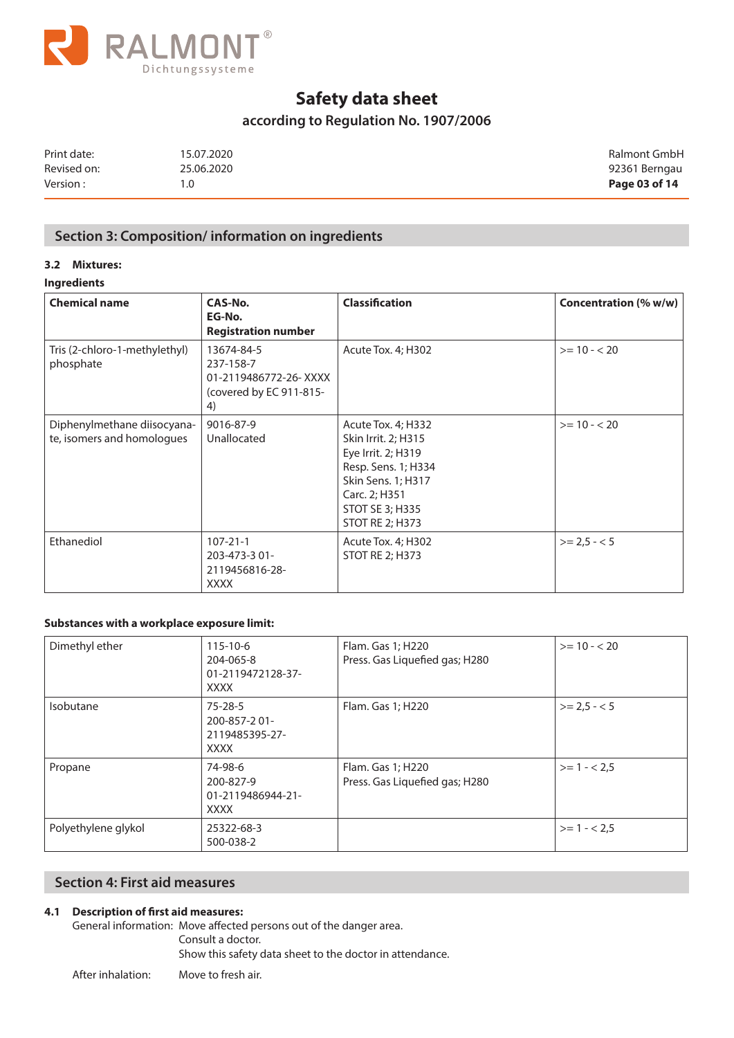## Section 3: Composition/ information on ingredients

**3.2 Mixtures:**

**Ingredients**

| Chemical name | CAS-No.<br>EG-No.<br>Registration number | Classification | Concentration (% w/w) |
|---|---|---|---|
| Tris (2-chloro-1-methylethyl) phosphate | 13674-84-5<br>237-158-7<br>01-2119486772-26- XXXX<br>(covered by EC 911-815-4) | Acute Tox. 4; H302 | >= 10 - < 20 |
| Diphenylmethane diisocyanate, isomers and homologues | 9016-87-9<br>Unallocated | Acute Tox. 4; H332<br>Skin Irrit. 2; H315<br>Eye Irrit. 2; H319<br>Resp. Sens. 1; H334<br>Skin Sens. 1; H317<br>Carc. 2; H351<br>STOT SE 3; H335<br>STOT RE 2; H373 | >= 10 - < 20 |
| Ethanediol | 107-21-1<br>203-473-3 01-2119456816-28-XXXX | Acute Tox. 4; H302<br>STOT RE 2; H373 | >= 2,5 - < 5 |

**Substances with a workplace exposure limit:**

| | | | |
|---|---|---|---|
| Dimethyl ether | 115-10-6<br>204-065-8<br>01-2119472128-37-XXXX | Flam. Gas 1; H220<br>Press. Gas Liquefied gas; H280 | >= 10 - < 20 |
| Isobutane | 75-28-5<br>200-857-2 01-2119485395-27-XXXX | Flam. Gas 1; H220 | >= 2,5 - < 5 |
| Propane | 74-98-6<br>200-827-9<br>01-2119486944-21-XXXX | Flam. Gas 1; H220<br>Press. Gas Liquefied gas; H280 | >= 1 - < 2,5 |
| Polyethylene glykol | 25322-68-3<br>500-038-2 | | >= 1 - < 2,5 |

## Section 4: First aid measures

**4.1 Description of first aid measures:**

General information: Move affected persons out of the danger area.
Consult a doctor.
Show this safety data sheet to the doctor in attendance.

After inhalation: Move to fresh air.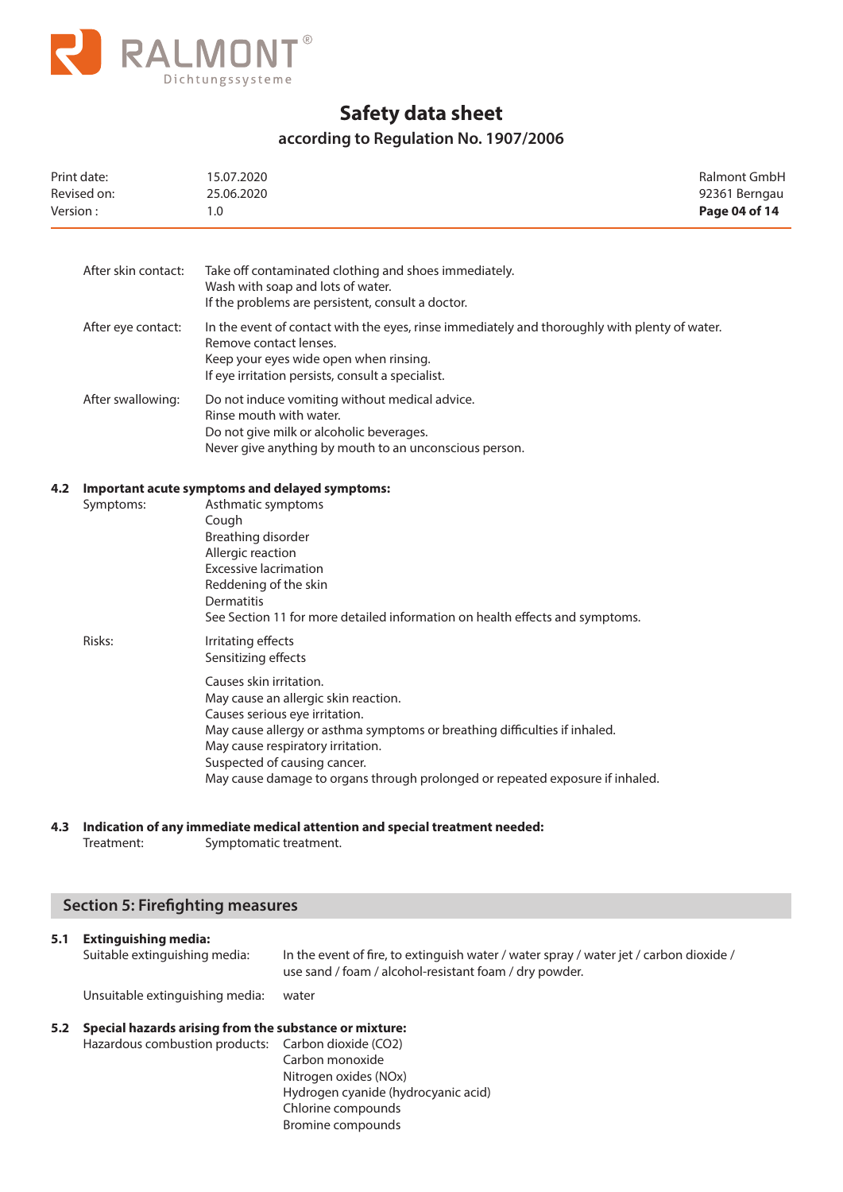After skin contact: Take off contaminated clothing and shoes immediately.
Wash with soap and lots of water.
If the problems are persistent, consult a doctor.

After eye contact: In the event of contact with the eyes, rinse immediately and thoroughly with plenty of water.
Remove contact lenses.
Keep your eyes wide open when rinsing.
If eye irritation persists, consult a specialist.

After swallowing: Do not induce vomiting without medical advice.
Rinse mouth with water.
Do not give milk or alcoholic beverages.
Never give anything by mouth to an unconscious person.

**4.2 Important acute symptoms and delayed symptoms:**

Symptoms:
Asthmatic symptoms
Cough
Breathing disorder
Allergic reaction
Excessive lacrimation
Reddening of the skin
Dermatitis
See Section 11 for more detailed information on health effects and symptoms.

Risks:
Irritating effects
Sensitizing effects

Causes skin irritation.
May cause an allergic skin reaction.
Causes serious eye irritation.
May cause allergy or asthma symptoms or breathing difficulties if inhaled.
May cause respiratory irritation.
Suspected of causing cancer.
May cause damage to organs through prolonged or repeated exposure if inhaled.

**4.3 Indication of any immediate medical attention and special treatment needed:**

Treatment: Symptomatic treatment.

## Section 5: Firefighting measures

**5.1 Extinguishing media:**

Suitable extinguishing media: In the event of fire, to extinguish water / water spray / water jet / carbon dioxide / use sand / foam / alcohol-resistant foam / dry powder.

Unsuitable extinguishing media: water

**5.2 Special hazards arising from the substance or mixture:**

Hazardous combustion products:
Carbon dioxide ($CO_2$)
Carbon monoxide
Nitrogen oxides ($NO_x$)
Hydrogen cyanide (hydrocyanic acid)
Chlorine compounds
Bromine compounds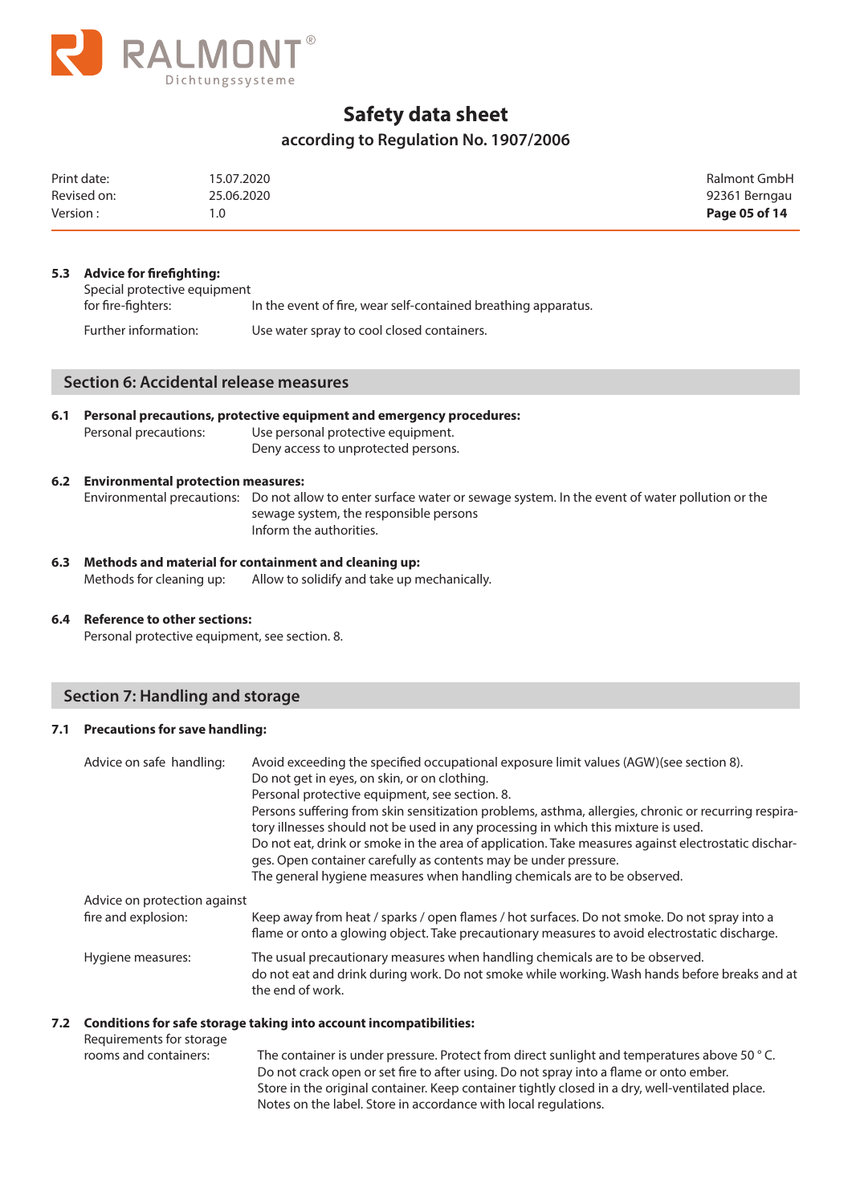### 5.3 Advice for firefighting:

| | |
|---|---|
| Special protective equipment for fire-fighters: | In the event of fire, wear self-contained breathing apparatus. |
| Further information: | Use water spray to cool closed containers. |

## Section 6: Accidental release measures

### 6.1 Personal precautions, protective equipment and emergency procedures:

| | |
|---|---|
| Personal precautions: | Use personal protective equipment.<br>Deny access to unprotected persons. |

### 6.2 Environmental protection measures:

| | |
|---|---|
| Environmental precautions: | Do not allow to enter surface water or sewage system. In the event of water pollution or the sewage system, the responsible persons<br>Inform the authorities. |

### 6.3 Methods and material for containment and cleaning up:

| | |
|---|---|
| Methods for cleaning up: | Allow to solidify and take up mechanically. |

### 6.4 Reference to other sections:

Personal protective equipment, see section. 8.

## Section 7: Handling and storage

### 7.1 Precautions for save handling:

| | |
|---|---|
| Advice on safe handling: | Avoid exceeding the specified occupational exposure limit values (AGW)(see section 8).<br>Do not get in eyes, on skin, or on clothing.<br>Personal protective equipment, see section. 8.<br>Persons suffering from skin sensitization problems, asthma, allergies, chronic or recurring respiratory illnesses should not be used in any processing in which this mixture is used.<br>Do not eat, drink or smoke in the area of application. Take measures against electrostatic discharges. Open container carefully as contents may be under pressure.<br>The general hygiene measures when handling chemicals are to be observed. |
| Advice on protection against fire and explosion: | Keep away from heat / sparks / open flames / hot surfaces. Do not smoke. Do not spray into a flame or onto a glowing object. Take precautionary measures to avoid electrostatic discharge. |
| Hygiene measures: | The usual precautionary measures when handling chemicals are to be observed.<br>do not eat and drink during work. Do not smoke while working. Wash hands before breaks and at the end of work. |

### 7.2 Conditions for safe storage taking into account incompatibilities:

| | |
|---|---|
| Requirements for storage rooms and containers: | The container is under pressure. Protect from direct sunlight and temperatures above 50 ° C.<br>Do not crack open or set fire to after using. Do not spray into a flame or onto ember.<br>Store in the original container. Keep container tightly closed in a dry, well-ventilated place.<br>Notes on the label. Store in accordance with local regulations. |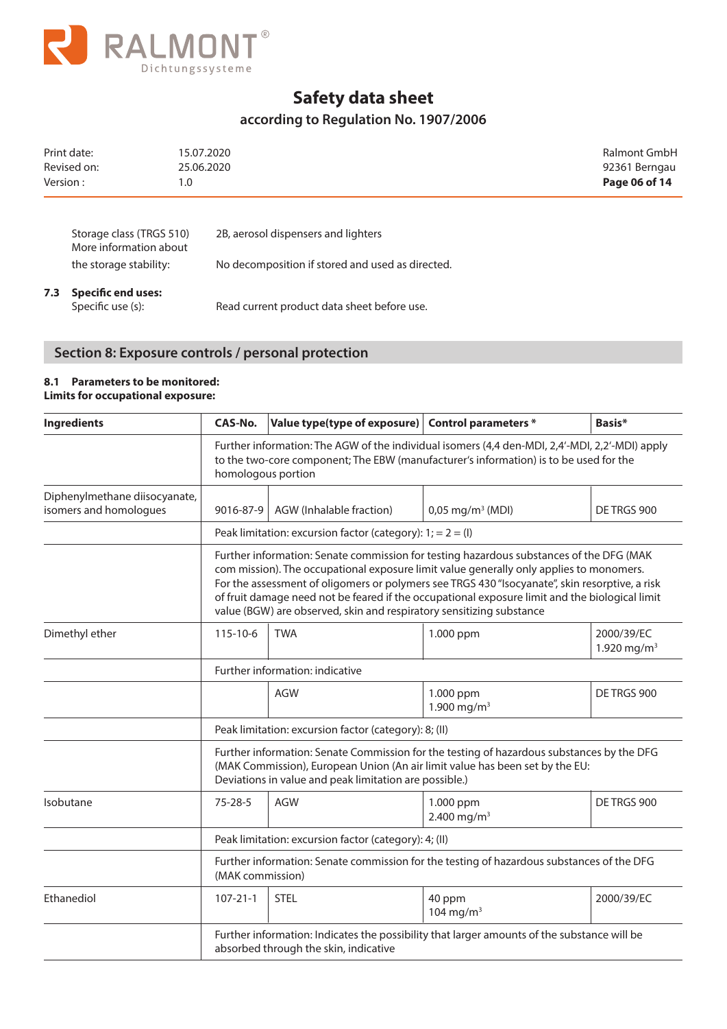| | |
|---|---|
| Storage class (TRGS 510) | 2B, aerosol dispensers and lighters |
| More information about the storage stability: | No decomposition if stored and used as directed. |

**7.3 Specific end uses:**

| | |
|---|---|
| Specific use (s): | Read current product data sheet before use. |

## Section 8: Exposure controls / personal protection

**8.1 Parameters to be monitored:**
**Limits for occupational exposure:**

| Ingredients | CAS-No. | Value type(type of exposure) | Control parameters * | Basis* |
|---|---|---|---|---|
| | Further information: The AGW of the individual isomers (4,4 den-MDI, 2,4'-MDI, 2,2'-MDI) apply to the two-core component; The EBW (manufacturer's information) is to be used for the homologous portion | | | |
| Diphenylmethane diisocyanate, isomers and homologues | 9016-87-9 | AGW (Inhalable fraction) | 0,05 mg/m³ (MDI) | DE TRGS 900 |
| | Peak limitation: excursion factor (category): 1; = 2 = (I) | | | |
| | Further information: Senate commission for testing hazardous substances of the DFG (MAK com mission). The occupational exposure limit value generally only applies to monomers. For the assessment of oligomers or polymers see TRGS 430 "Isocyanate", skin resorptive, a risk of fruit damage need not be feared if the occupational exposure limit and the biological limit value (BGW) are observed, skin and respiratory sensitizing substance | | | |
| Dimethyl ether | 115-10-6 | TWA | 1.000 ppm | 2000/39/EC 1.920 mg/m³ |
| | Further information: indicative | | | |
| | | AGW | 1.000 ppm 1.900 mg/m³ | DE TRGS 900 |
| | Peak limitation: excursion factor (category): 8; (II) | | | |
| | Further information: Senate Commission for the testing of hazardous substances by the DFG (MAK Commission), European Union (An air limit value has been set by the EU: Deviations in value and peak limitation are possible.) | | | |
| Isobutane | 75-28-5 | AGW | 1.000 ppm 2.400 mg/m³ | DE TRGS 900 |
| | Peak limitation: excursion factor (category): 4; (II) | | | |
| | Further information: Senate commission for the testing of hazardous substances of the DFG (MAK commission) | | | |
| Ethanediol | 107-21-1 | STEL | 40 ppm 104 mg/m³ | 2000/39/EC |
| | Further information: Indicates the possibility that larger amounts of the substance will be absorbed through the skin, indicative | | | |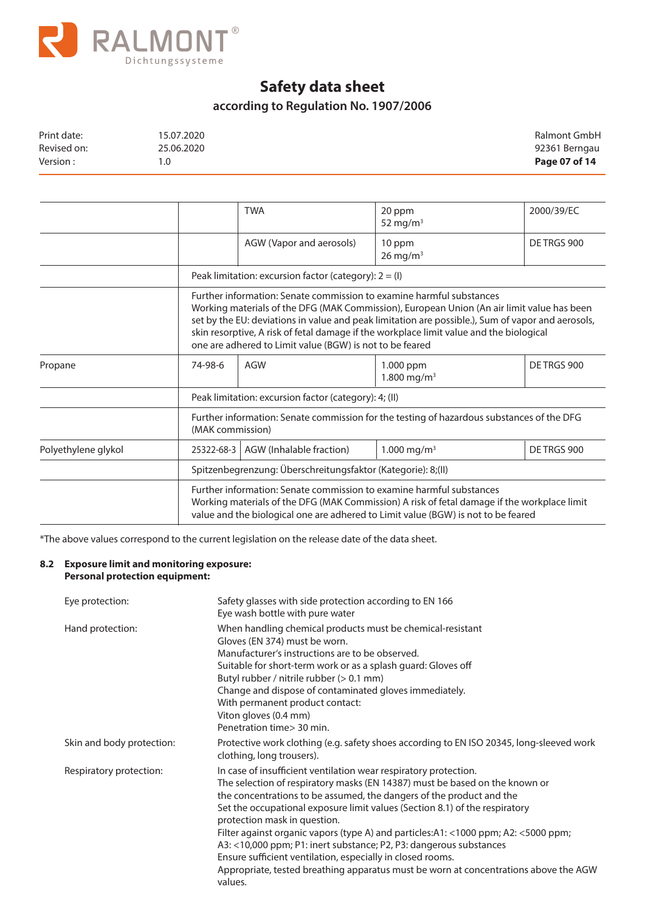| | | | | |
|---|---|---|---|---|
| | | TWA | 20 ppm<br>52 mg/m³ | 2000/39/EC |
| | | AGW (Vapor and aerosols) | 10 ppm<br>26 mg/m³ | DE TRGS 900 |
| | Peak limitation: excursion factor (category): 2 = (I) | | | |
| | Further information: Senate commission to examine harmful substances<br>Working materials of the DFG (MAK Commission), European Union (An air limit value has been set by the EU: deviations in value and peak limitation are possible.), Sum of vapor and aerosols, skin resorptive, A risk of fetal damage if the workplace limit value and the biological one are adhered to Limit value (BGW) is not to be feared | | | |
| Propane | 74-98-6 | AGW | 1.000 ppm<br>1.800 mg/m³ | DE TRGS 900 |
| | Peak limitation: excursion factor (category): 4; (II) | | | |
| | Further information: Senate commission for the testing of hazardous substances of the DFG (MAK commission) | | | |
| Polyethylene glykol | 25322-68-3 | AGW (Inhalable fraction) | 1.000 mg/m³ | DE TRGS 900 |
| | Spitzenbegrenzung: Überschreitungsfaktor (Kategorie): 8;(II) | | | |
| | Further information: Senate commission to examine harmful substances<br>Working materials of the DFG (MAK Commission) A risk of fetal damage if the workplace limit value and the biological one are adhered to Limit value (BGW) is not to be feared | | | |

*The above values correspond to the current legislation on the release date of the data sheet.

### 8.2 Exposure limit and monitoring exposure:
**Personal protection equipment:**

**Eye protection:**
Safety glasses with side protection according to EN 166
Eye wash bottle with pure water

**Hand protection:**
When handling chemical products must be chemical-resistant
Gloves (EN 374) must be worn.
Manufacturer's instructions are to be observed.
Suitable for short-term work or as a splash guard: Gloves off
Butyl rubber / nitrile rubber (> 0.1 mm)
Change and dispose of contaminated gloves immediately.
With permanent product contact:
Viton gloves (0.4 mm)
Penetration time> 30 min.

**Skin and body protection:**
Protective work clothing (e.g. safety shoes according to EN ISO 20345, long-sleeved work clothing, long trousers).

**Respiratory protection:**
In case of insufficient ventilation wear respiratory protection.
The selection of respiratory masks (EN 14387) must be based on the known or the concentrations to be assumed, the dangers of the product and the Set the occupational exposure limit values (Section 8.1) of the respiratory protection mask in question.
Filter against organic vapors (type A) and particles:A1: <1000 ppm; A2: <5000 ppm; A3: <10,000 ppm; P1: inert substance; P2, P3: dangerous substances
Ensure sufficient ventilation, especially in closed rooms.
Appropriate, tested breathing apparatus must be worn at concentrations above the AGW values.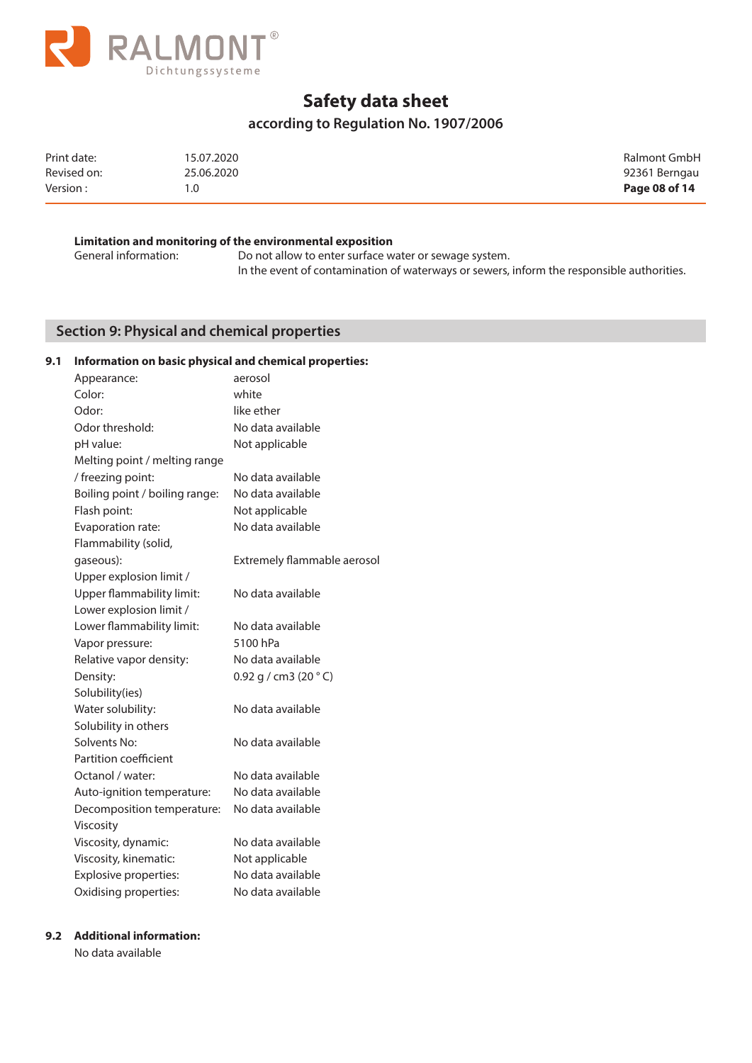**Limitation and monitoring of the environmental exposition**

| | |
|---|---|
| General information: | Do not allow to enter surface water or sewage system.<br>In the event of contamination of waterways or sewers, inform the responsible authorities. |

## Section 9: Physical and chemical properties

### 9.1 Information on basic physical and chemical properties:

| | |
|---|---|
| Appearance: | aerosol |
| Color: | white |
| Odor: | like ether |
| Odor threshold: | No data available |
| pH value: | Not applicable |
| Melting point / melting range / freezing point: | No data available |
| Boiling point / boiling range: | No data available |
| Flash point: | Not applicable |
| Evaporation rate: | No data available |
| Flammability (solid, gaseous): | Extremely flammable aerosol |
| Upper explosion limit / Upper flammability limit: | No data available |
| Lower explosion limit / Lower flammability limit: | No data available |
| Vapor pressure: | 5100 hPa |
| Relative vapor density: | No data available |
| Density: | 0.92 g / cm3 (20 ° C) |
| Solubility(ies) | |
| Water solubility: | No data available |
| Solubility in others Solvents No: | No data available |
| Partition coefficient Octanol / water: | No data available |
| Auto-ignition temperature: | No data available |
| Decomposition temperature: | No data available |
| Viscosity | |
| Viscosity, dynamic: | No data available |
| Viscosity, kinematic: | Not applicable |
| Explosive properties: | No data available |
| Oxidising properties: | No data available |

### 9.2 Additional information:

No data available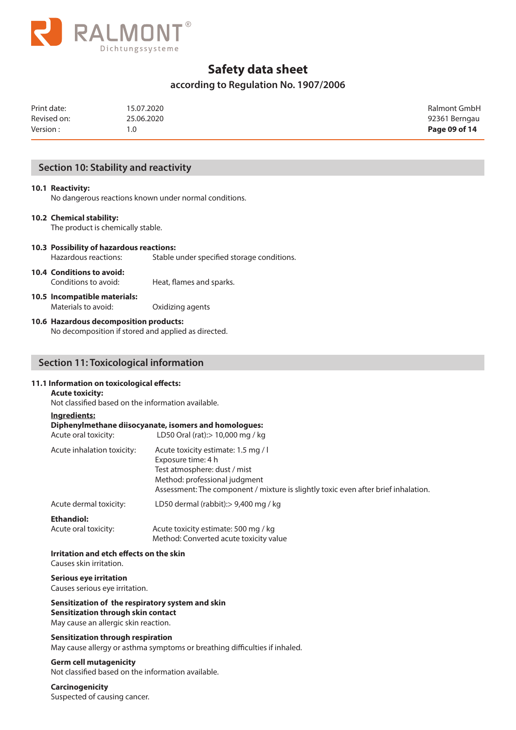## Section 10: Stability and reactivity

**10.1 Reactivity:**
No dangerous reactions known under normal conditions.

**10.2 Chemical stability:**
The product is chemically stable.

**10.3 Possibility of hazardous reactions:**
Hazardous reactions: Stable under specified storage conditions.

**10.4 Conditions to avoid:**
Conditions to avoid: Heat, flames and sparks.

**10.5 Incompatible materials:**
Materials to avoid: Oxidizing agents

**10.6 Hazardous decomposition products:**
No decomposition if stored and applied as directed.

## Section 11: Toxicological information

**11.1 Information on toxicological effects:**

**Acute toxicity:**
Not classified based on the information available.

**Ingredients:**

**Diphenylmethane diisocyanate, isomers and homologues:**

Acute oral toxicity: LD50 Oral (rat):> 10,000 mg / kg

Acute inhalation toxicity: Acute toxicity estimate: 1.5 mg / l
Exposure time: 4 h
Test atmosphere: dust / mist
Method: professional judgment
Assessment: The component / mixture is slightly toxic even after brief inhalation.

Acute dermal toxicity: LD50 dermal (rabbit):> 9,400 mg / kg

**Ethandiol:**

Acute oral toxicity: Acute toxicity estimate: 500 mg / kg
Method: Converted acute toxicity value

**Irritation and etch effects on the skin**
Causes skin irritation.

**Serious eye irritation**
Causes serious eye irritation.

**Sensitization of the respiratory system and skin**
**Sensitization through skin contact**
May cause an allergic skin reaction.

**Sensitization through respiration**
May cause allergy or asthma symptoms or breathing difficulties if inhaled.

**Germ cell mutagenicity**
Not classified based on the information available.

**Carcinogenicity**
Suspected of causing cancer.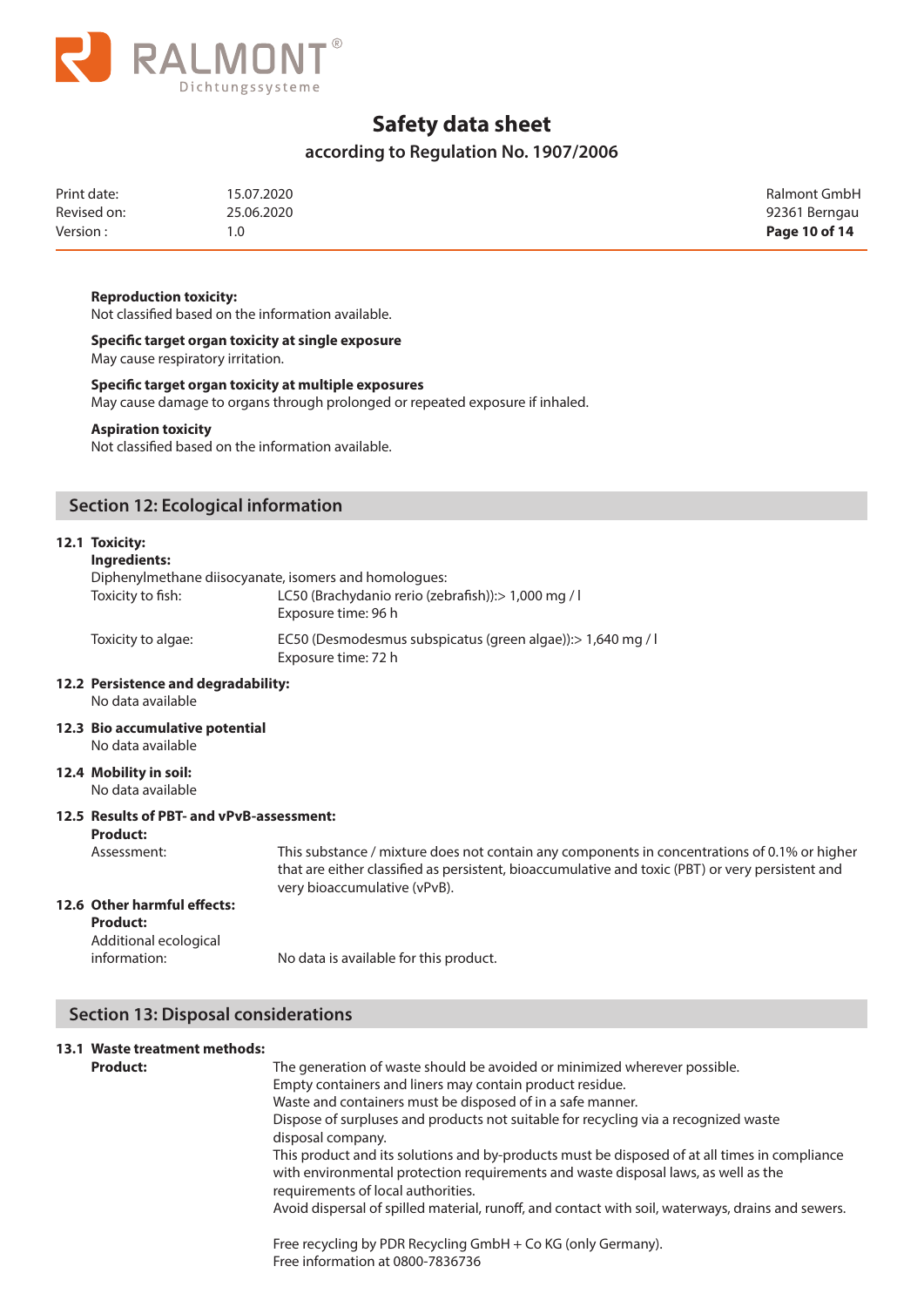**Reproduction toxicity:**
Not classified based on the information available.

**Specific target organ toxicity at single exposure**
May cause respiratory irritation.

**Specific target organ toxicity at multiple exposures**
May cause damage to organs through prolonged or repeated exposure if inhaled.

**Aspiration toxicity**
Not classified based on the information available.

## Section 12: Ecological information

**12.1 Toxicity:**

**Ingredients:**

Diphenylmethane diisocyanate, isomers and homologues:

| | |
|---|---|
| Toxicity to fish: | LC50 (Brachydanio rerio (zebrafish)):> 1,000 mg / l<br>Exposure time: 96 h |
| Toxicity to algae: | EC50 (Desmodesmus subspicatus (green algae)):> 1,640 mg / l<br>Exposure time: 72 h |

**12.2 Persistence and degradability:**
No data available

**12.3 Bio accumulative potential**
No data available

**12.4 Mobility in soil:**
No data available

**12.5 Results of PBT- and vPvB-assessment:**

**Product:**

Assessment: This substance / mixture does not contain any components in concentrations of 0.1% or higher that are either classified as persistent, bioaccumulative and toxic (PBT) or very persistent and very bioaccumulative (vPvB).

**12.6 Other harmful effects:**

**Product:**

Additional ecological information: No data is available for this product.

## Section 13: Disposal considerations

**13.1 Waste treatment methods:**

**Product:**

The generation of waste should be avoided or minimized wherever possible.
Empty containers and liners may contain product residue.
Waste and containers must be disposed of in a safe manner.
Dispose of surpluses and products not suitable for recycling via a recognized waste disposal company.
This product and its solutions and by-products must be disposed of at all times in compliance with environmental protection requirements and waste disposal laws, as well as the requirements of local authorities.
Avoid dispersal of spilled material, runoff, and contact with soil, waterways, drains and sewers.

Free recycling by PDR Recycling GmbH + Co KG (only Germany).
Free information at 0800-7836736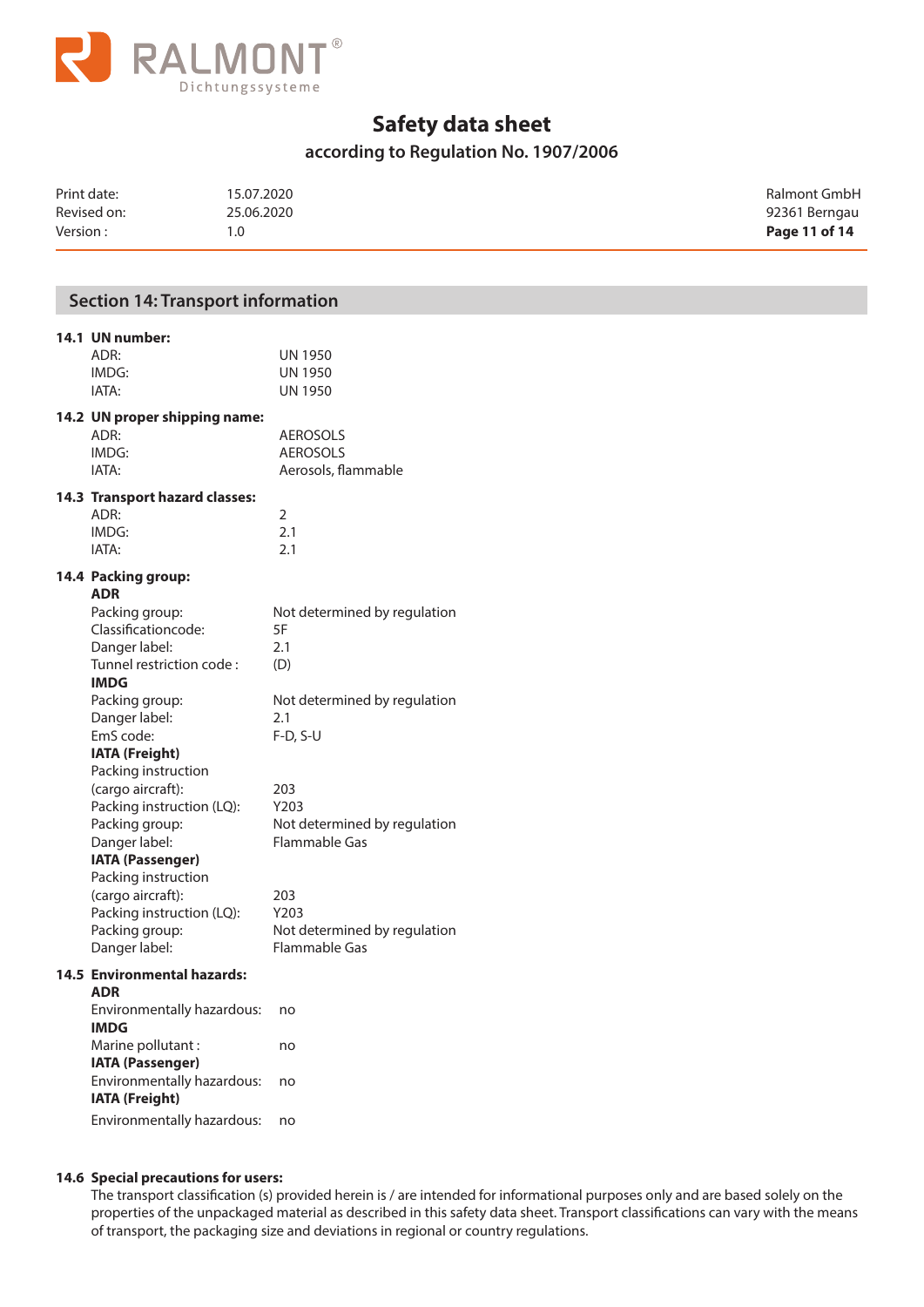## Section 14: Transport information

**14.1 UN number:**

| | |
|---|---|
| ADR: | UN 1950 |
| IMDG: | UN 1950 |
| IATA: | UN 1950 |

**14.2 UN proper shipping name:**

| | |
|---|---|
| ADR: | AEROSOLS |
| IMDG: | AEROSOLS |
| IATA: | Aerosols, flammable |

**14.3 Transport hazard classes:**

| | |
|---|---|
| ADR: | 2 |
| IMDG: | 2.1 |
| IATA: | 2.1 |

**14.4 Packing group:**

**ADR**

| | |
|---|---|
| Packing group: | Not determined by regulation |
| Classificationcode: | 5F |
| Danger label: | 2.1 |
| Tunnel restriction code : | (D) |

**IMDG**

| | |
|---|---|
| Packing group: | Not determined by regulation |
| Danger label: | 2.1 |
| EmS code: | F-D, S-U |

**IATA (Freight)**

| | |
|---|---|
| Packing instruction (cargo aircraft): | 203 |
| Packing instruction (LQ): | Y203 |
| Packing group: | Not determined by regulation |
| Danger label: | Flammable Gas |

**IATA (Passenger)**

| | |
|---|---|
| Packing instruction (cargo aircraft): | 203 |
| Packing instruction (LQ): | Y203 |
| Packing group: | Not determined by regulation |
| Danger label: | Flammable Gas |

**14.5 Environmental hazards:**

**ADR**

Environmentally hazardous: no

**IMDG**

Marine pollutant : no

**IATA (Passenger)**

Environmentally hazardous: no

**IATA (Freight)**

Environmentally hazardous: no

**14.6 Special precautions for users:**

The transport classification (s) provided herein is / are intended for informational purposes only and are based solely on the properties of the unpackaged material as described in this safety data sheet. Transport classifications can vary with the means of transport, the packaging size and deviations in regional or country regulations.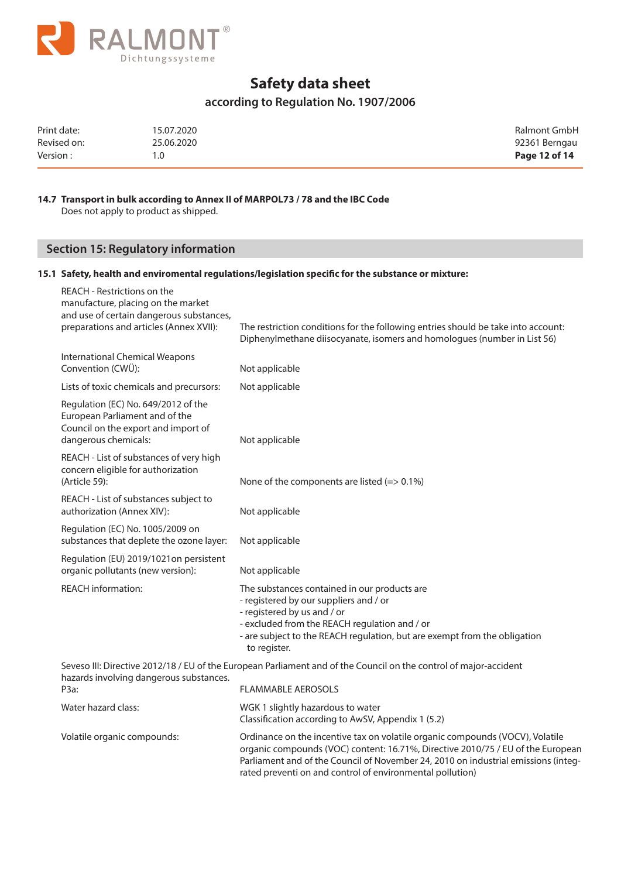### 14.7 Transport in bulk according to Annex II of MARPOL73 / 78 and the IBC Code

Does not apply to product as shipped.

## Section 15: Regulatory information

### 15.1 Safety, health and enviromental regulations/legislation specific for the substance or mixture:

| | |
|---|---|
| REACH - Restrictions on the manufacture, placing on the market and use of certain dangerous substances, preparations and articles (Annex XVII): | The restriction conditions for the following entries should be take into account: Diphenylmethane diisocyanate, isomers and homologues (number in List 56) |
| International Chemical Weapons Convention (CWÜ): | Not applicable |
| Lists of toxic chemicals and precursors: | Not applicable |
| Regulation (EC) No. 649/2012 of the European Parliament and of the Council on the export and import of dangerous chemicals: | Not applicable |
| REACH - List of substances of very high concern eligible for authorization (Article 59): | None of the components are listed (=> 0.1%) |
| REACH - List of substances subject to authorization (Annex XIV): | Not applicable |
| Regulation (EC) No. 1005/2009 on substances that deplete the ozone layer: | Not applicable |
| Regulation (EU) 2019/1021on persistent organic pollutants (new version): | Not applicable |
| REACH information: | The substances contained in our products are<br>- registered by our suppliers and / or<br>- registered by us and / or<br>- excluded from the REACH regulation and / or<br>- are subject to the REACH regulation, but are exempt from the obligation to register. |

Seveso III: Directive 2012/18 / EU of the European Parliament and of the Council on the control of major-accident hazards involving dangerous substances.

| | |
|---|---|
| P3a: | FLAMMABLE AEROSOLS |
| Water hazard class: | WGK 1 slightly hazardous to water<br>Classification according to AwSV, Appendix 1 (5.2) |
| Volatile organic compounds: | Ordinance on the incentive tax on volatile organic compounds (VOCV), Volatile organic compounds (VOC) content: 16.71%, Directive 2010/75 / EU of the European Parliament and of the Council of November 24, 2010 on industrial emissions (integrated preventi on and control of environmental pollution) |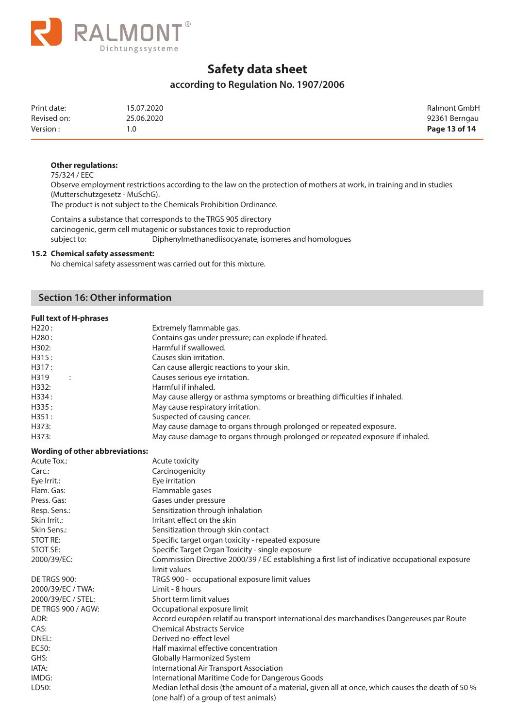**Other regulations:**

75/324 / EEC

Observe employment restrictions according to the law on the protection of mothers at work, in training and in studies (Mutterschutzgesetz - MuSchG).

The product is not subject to the Chemicals Prohibition Ordinance.

Contains a substance that corresponds to the TRGS 905 directory carcinogenic, germ cell mutagenic or substances toxic to reproduction subject to: Diphenylmethanediisocyanate, isomeres and homologues

**15.2 Chemical safety assessment:**

No chemical safety assessment was carried out for this mixture.

## Section 16: Other information

**Full text of H-phrases**

| | |
|---|---|
| H220 : | Extremely flammable gas. |
| H280 : | Contains gas under pressure; can explode if heated. |
| H302: | Harmful if swallowed. |
| H315 : | Causes skin irritation. |
| H317 : | Can cause allergic reactions to your skin. |
| H319 : | Causes serious eye irritation. |
| H332: | Harmful if inhaled. |
| H334 : | May cause allergy or asthma symptoms or breathing difficulties if inhaled. |
| H335 : | May cause respiratory irritation. |
| H351 : | Suspected of causing cancer. |
| H373: | May cause damage to organs through prolonged or repeated exposure. |
| H373: | May cause damage to organs through prolonged or repeated exposure if inhaled. |

**Wording of other abbreviations:**

| | |
|---|---|
| Acute Tox.: | Acute toxicity |
| Carc.: | Carcinogenicity |
| Eye Irrit.: | Eye irritation |
| Flam. Gas: | Flammable gases |
| Press. Gas: | Gases under pressure |
| Resp. Sens.: | Sensitization through inhalation |
| Skin Irrit.: | Irritant effect on the skin |
| Skin Sens.: | Sensitization through skin contact |
| STOT RE: | Specific target organ toxicity - repeated exposure |
| STOT SE: | Specific Target Organ Toxicity - single exposure |
| 2000/39/EC: | Commission Directive 2000/39 / EC establishing a first list of indicative occupational exposure limit values |
| DE TRGS 900: | TRGS 900 - occupational exposure limit values |
| 2000/39/EC / TWA: | Limit - 8 hours |
| 2000/39/EC / STEL: | Short term limit values |
| DE TRGS 900 / AGW: | Occupational exposure limit |
| ADR: | Accord européen relatif au transport international des marchandises Dangereuses par Route |
| CAS: | Chemical Abstracts Service |
| DNEL: | Derived no-effect level |
| EC50: | Half maximal effective concentration |
| GHS: | Globally Harmonized System |
| IATA: | International Air Transport Association |
| IMDG: | International Maritime Code for Dangerous Goods |
| LD50: | Median lethal dosis (the amount of a material, given all at once, which causes the death of 50 % (one half) of a group of test animals) |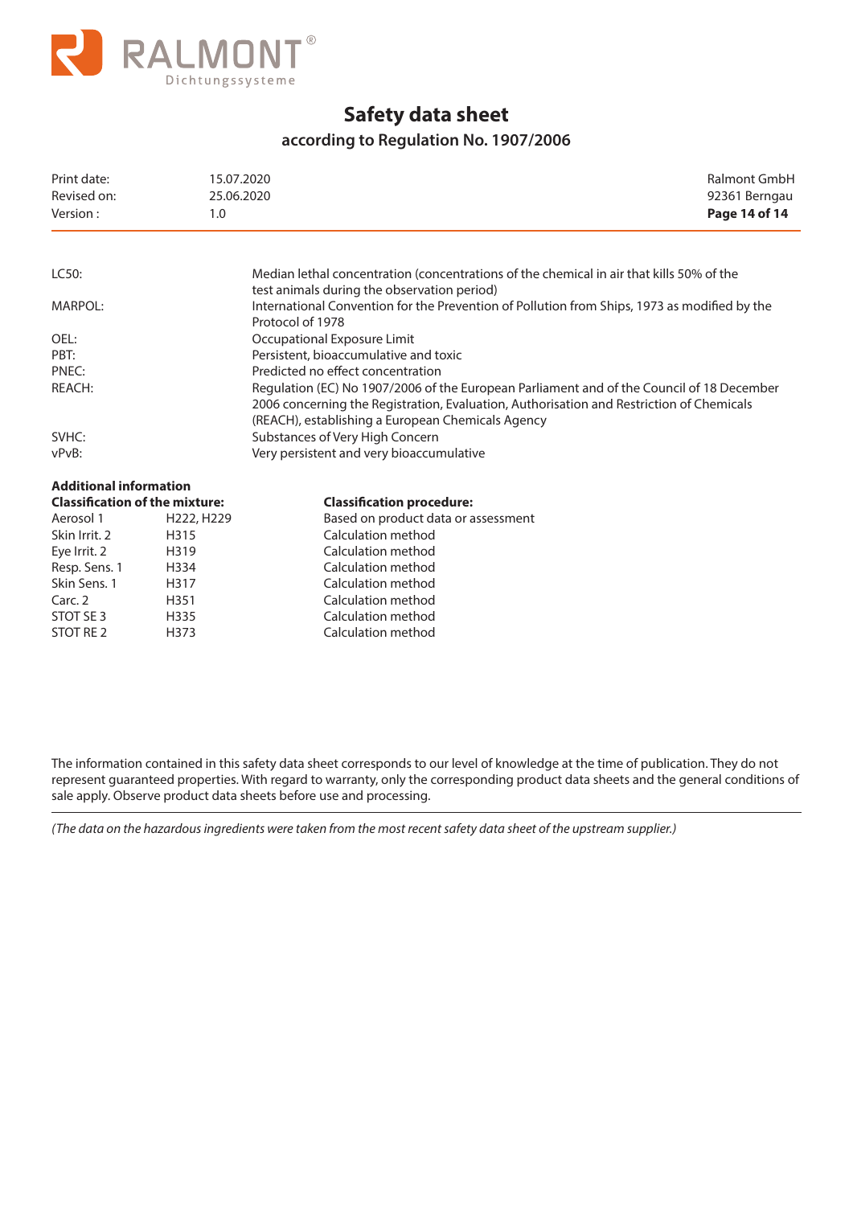| | |
|---|---|
| LC50: | Median lethal concentration (concentrations of the chemical in air that kills 50% of the test animals during the observation period) |
| MARPOL: | International Convention for the Prevention of Pollution from Ships, 1973 as modified by the Protocol of 1978 |
| OEL: | Occupational Exposure Limit |
| PBT: | Persistent, bioaccumulative and toxic |
| PNEC: | Predicted no effect concentration |
| REACH: | Regulation (EC) No 1907/2006 of the European Parliament and of the Council of 18 December 2006 concerning the Registration, Evaluation, Authorisation and Restriction of Chemicals (REACH), establishing a European Chemicals Agency |
| SVHC: | Substances of Very High Concern |
| vPvB: | Very persistent and very bioaccumulative |

**Additional information**

| **Classification of the mixture:** | | **Classification procedure:** |
|---|---|---|
| Aerosol 1 | H222, H229 | Based on product data or assessment |
| Skin Irrit. 2 | H315 | Calculation method |
| Eye Irrit. 2 | H319 | Calculation method |
| Resp. Sens. 1 | H334 | Calculation method |
| Skin Sens. 1 | H317 | Calculation method |
| Carc. 2 | H351 | Calculation method |
| STOT SE 3 | H335 | Calculation method |
| STOT RE 2 | H373 | Calculation method |

The information contained in this safety data sheet corresponds to our level of knowledge at the time of publication. They do not represent guaranteed properties. With regard to warranty, only the corresponding product data sheets and the general conditions of sale apply. Observe product data sheets before use and processing.

---

*(The data on the hazardous ingredients were taken from the most recent safety data sheet of the upstream supplier.)*